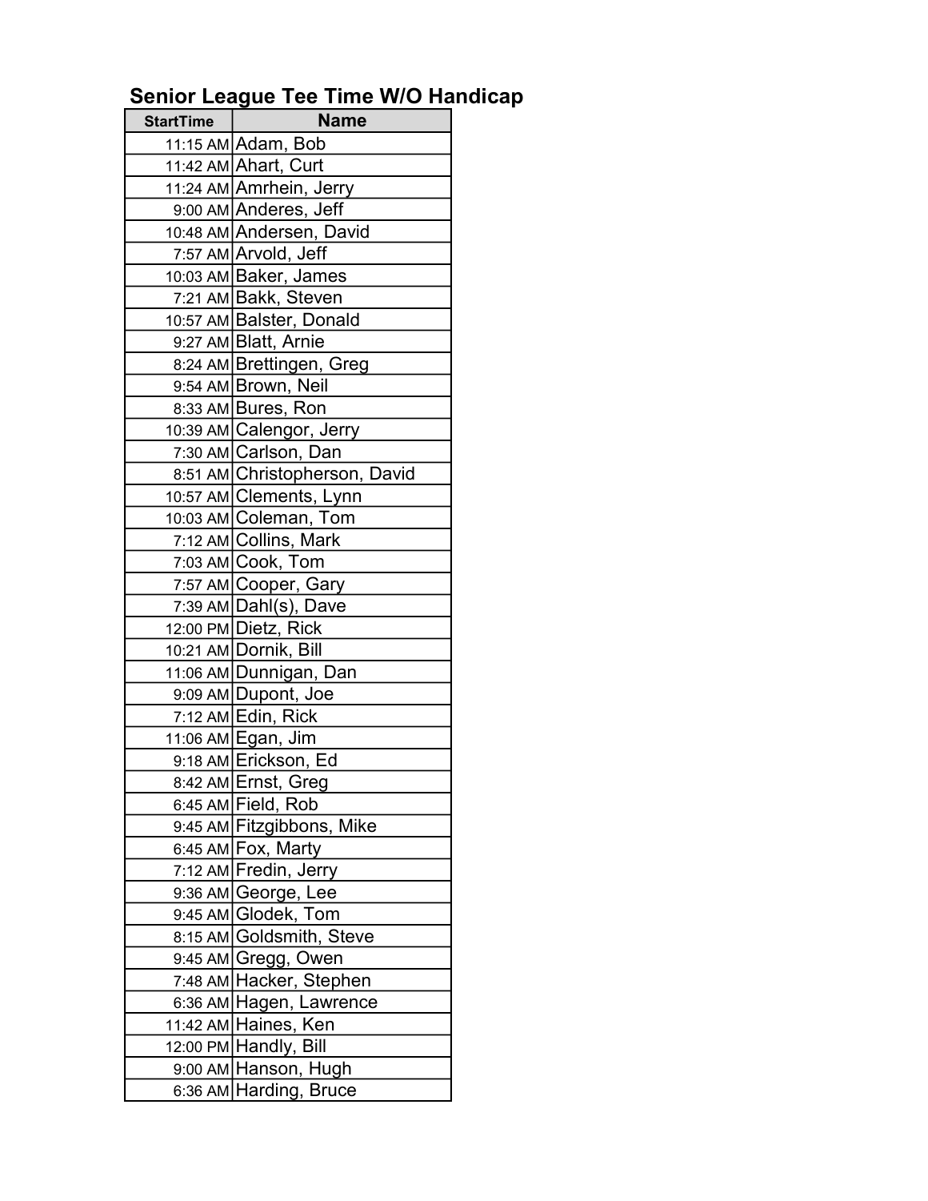## Senior League Tee Time W/O Handicap

| StartTime | Name |
|---|---|
| 11:15 AM | Adam, Bob |
| 11:42 AM | Ahart, Curt |
| 11:24 AM | Amrhein, Jerry |
| 9:00 AM | Anderes, Jeff |
| 10:48 AM | Andersen, David |
| 7:57 AM | Arvold, Jeff |
| 10:03 AM | Baker, James |
| 7:21 AM | Bakk, Steven |
| 10:57 AM | Balster, Donald |
| 9:27 AM | Blatt, Arnie |
| 8:24 AM | Brettingen, Greg |
| 9:54 AM | Brown, Neil |
| 8:33 AM | Bures, Ron |
| 10:39 AM | Calengor, Jerry |
| 7:30 AM | Carlson, Dan |
| 8:51 AM | Christopherson, David |
| 10:57 AM | Clements, Lynn |
| 10:03 AM | Coleman, Tom |
| 7:12 AM | Collins, Mark |
| 7:03 AM | Cook, Tom |
| 7:57 AM | Cooper, Gary |
| 7:39 AM | Dahl(s), Dave |
| 12:00 PM | Dietz, Rick |
| 10:21 AM | Dornik, Bill |
| 11:06 AM | Dunnigan, Dan |
| 9:09 AM | Dupont, Joe |
| 7:12 AM | Edin, Rick |
| 11:06 AM | Egan, Jim |
| 9:18 AM | Erickson, Ed |
| 8:42 AM | Ernst, Greg |
| 6:45 AM | Field, Rob |
| 9:45 AM | Fitzgibbons, Mike |
| 6:45 AM | Fox, Marty |
| 7:12 AM | Fredin, Jerry |
| 9:36 AM | George, Lee |
| 9:45 AM | Glodek, Tom |
| 8:15 AM | Goldsmith, Steve |
| 9:45 AM | Gregg, Owen |
| 7:48 AM | Hacker, Stephen |
| 6:36 AM | Hagen, Lawrence |
| 11:42 AM | Haines, Ken |
| 12:00 PM | Handly, Bill |
| 9:00 AM | Hanson, Hugh |
| 6:36 AM | Harding, Bruce |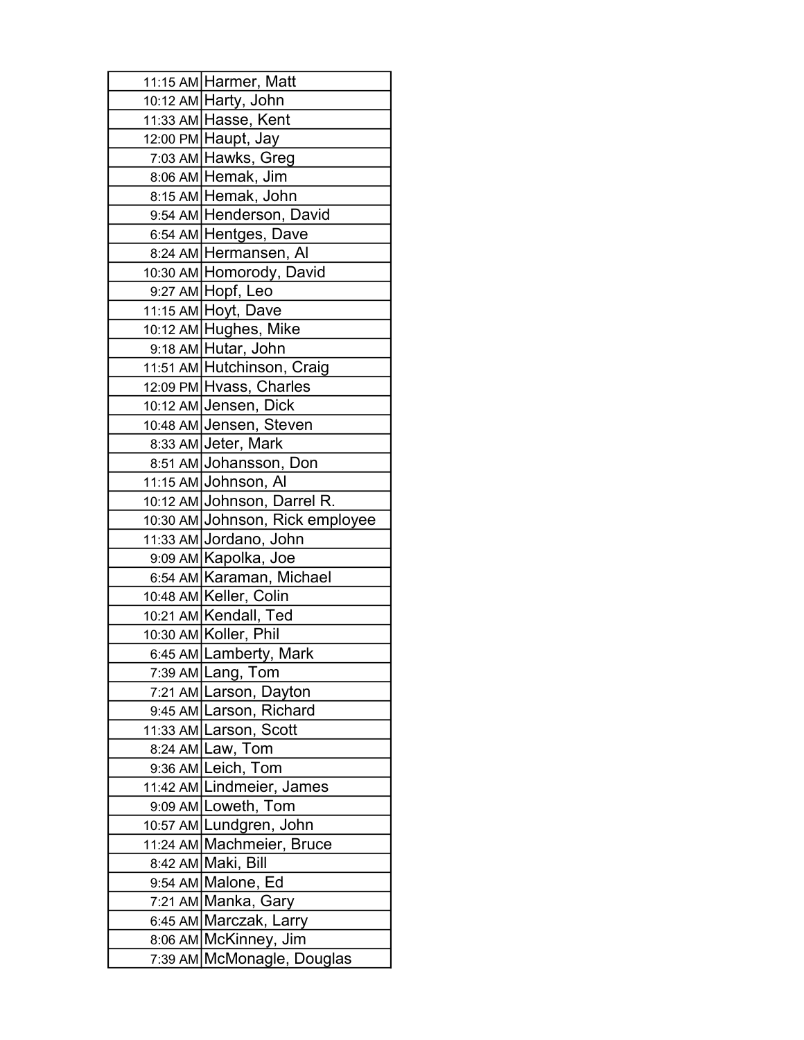| | |
|---|---|
| 11:15 AM | Harmer, Matt |
| 10:12 AM | Harty, John |
| 11:33 AM | Hasse, Kent |
| 12:00 PM | Haupt, Jay |
| 7:03 AM | Hawks, Greg |
| 8:06 AM | Hemak, Jim |
| 8:15 AM | Hemak, John |
| 9:54 AM | Henderson, David |
| 6:54 AM | Hentges, Dave |
| 8:24 AM | Hermansen, Al |
| 10:30 AM | Homorody, David |
| 9:27 AM | Hopf, Leo |
| 11:15 AM | Hoyt, Dave |
| 10:12 AM | Hughes, Mike |
| 9:18 AM | Hutar, John |
| 11:51 AM | Hutchinson, Craig |
| 12:09 PM | Hvass, Charles |
| 10:12 AM | Jensen, Dick |
| 10:48 AM | Jensen, Steven |
| 8:33 AM | Jeter, Mark |
| 8:51 AM | Johansson, Don |
| 11:15 AM | Johnson, Al |
| 10:12 AM | Johnson, Darrel R. |
| 10:30 AM | Johnson, Rick employee |
| 11:33 AM | Jordano, John |
| 9:09 AM | Kapolka, Joe |
| 6:54 AM | Karaman, Michael |
| 10:48 AM | Keller, Colin |
| 10:21 AM | Kendall, Ted |
| 10:30 AM | Koller, Phil |
| 6:45 AM | Lamberty, Mark |
| 7:39 AM | Lang, Tom |
| 7:21 AM | Larson, Dayton |
| 9:45 AM | Larson, Richard |
| 11:33 AM | Larson, Scott |
| 8:24 AM | Law, Tom |
| 9:36 AM | Leich, Tom |
| 11:42 AM | Lindmeier, James |
| 9:09 AM | Loweth, Tom |
| 10:57 AM | Lundgren, John |
| 11:24 AM | Machmeier, Bruce |
| 8:42 AM | Maki, Bill |
| 9:54 AM | Malone, Ed |
| 7:21 AM | Manka, Gary |
| 6:45 AM | Marczak, Larry |
| 8:06 AM | McKinney, Jim |
| 7:39 AM | McMonagle, Douglas |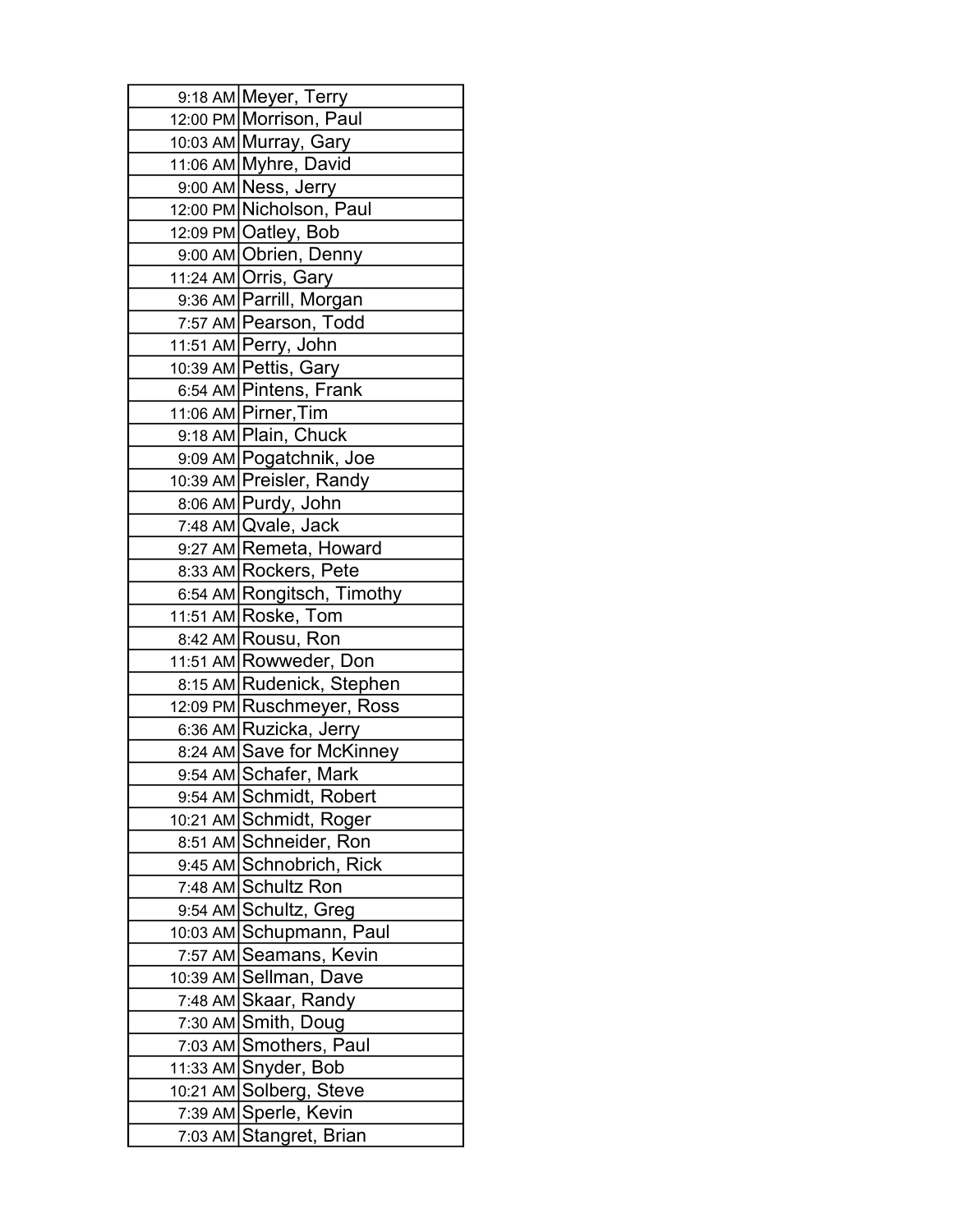| | |
|---|---|
| 9:18 AM | Meyer, Terry |
| 12:00 PM | Morrison, Paul |
| 10:03 AM | Murray, Gary |
| 11:06 AM | Myhre, David |
| 9:00 AM | Ness, Jerry |
| 12:00 PM | Nicholson, Paul |
| 12:09 PM | Oatley, Bob |
| 9:00 AM | Obrien, Denny |
| 11:24 AM | Orris, Gary |
| 9:36 AM | Parrill, Morgan |
| 7:57 AM | Pearson, Todd |
| 11:51 AM | Perry, John |
| 10:39 AM | Pettis, Gary |
| 6:54 AM | Pintens, Frank |
| 11:06 AM | Pirner,Tim |
| 9:18 AM | Plain, Chuck |
| 9:09 AM | Pogatchnik, Joe |
| 10:39 AM | Preisler, Randy |
| 8:06 AM | Purdy, John |
| 7:48 AM | Qvale, Jack |
| 9:27 AM | Remeta, Howard |
| 8:33 AM | Rockers, Pete |
| 6:54 AM | Rongitsch, Timothy |
| 11:51 AM | Roske, Tom |
| 8:42 AM | Rousu, Ron |
| 11:51 AM | Rowweder, Don |
| 8:15 AM | Rudenick, Stephen |
| 12:09 PM | Ruschmeyer, Ross |
| 6:36 AM | Ruzicka, Jerry |
| 8:24 AM | Save for McKinney |
| 9:54 AM | Schafer, Mark |
| 9:54 AM | Schmidt, Robert |
| 10:21 AM | Schmidt, Roger |
| 8:51 AM | Schneider, Ron |
| 9:45 AM | Schnobrich, Rick |
| 7:48 AM | Schultz Ron |
| 9:54 AM | Schultz, Greg |
| 10:03 AM | Schupmann, Paul |
| 7:57 AM | Seamans, Kevin |
| 10:39 AM | Sellman, Dave |
| 7:48 AM | Skaar, Randy |
| 7:30 AM | Smith, Doug |
| 7:03 AM | Smothers, Paul |
| 11:33 AM | Snyder, Bob |
| 10:21 AM | Solberg, Steve |
| 7:39 AM | Sperle, Kevin |
| 7:03 AM | Stangret, Brian |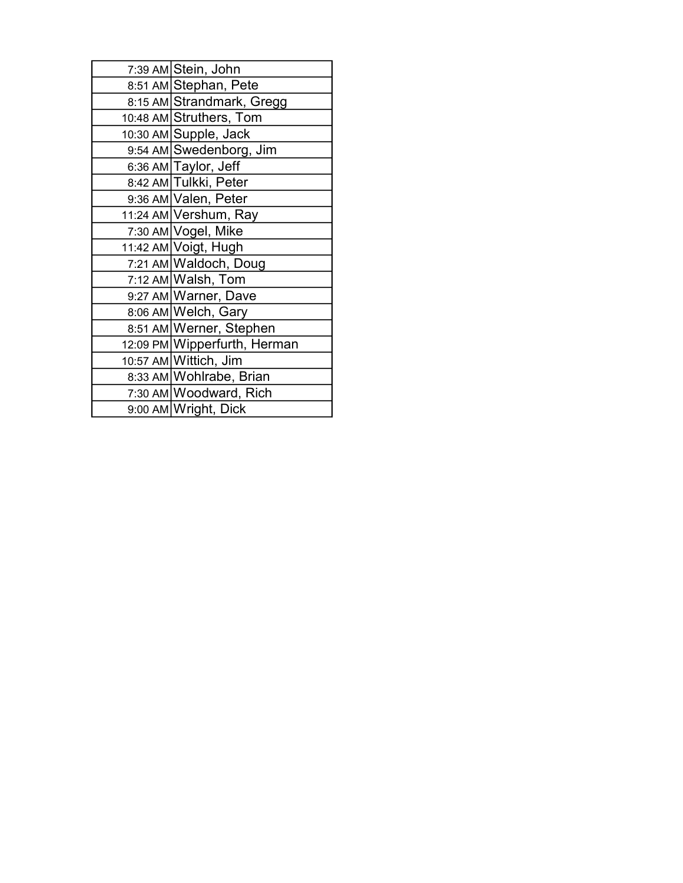| | |
|---|---|
| 7:39 AM | Stein, John |
| 8:51 AM | Stephan, Pete |
| 8:15 AM | Strandmark, Gregg |
| 10:48 AM | Struthers, Tom |
| 10:30 AM | Supple, Jack |
| 9:54 AM | Swedenborg, Jim |
| 6:36 AM | Taylor, Jeff |
| 8:42 AM | Tulkki, Peter |
| 9:36 AM | Valen, Peter |
| 11:24 AM | Vershum, Ray |
| 7:30 AM | Vogel, Mike |
| 11:42 AM | Voigt, Hugh |
| 7:21 AM | Waldoch, Doug |
| 7:12 AM | Walsh, Tom |
| 9:27 AM | Warner, Dave |
| 8:06 AM | Welch, Gary |
| 8:51 AM | Werner, Stephen |
| 12:09 PM | Wipperfurth, Herman |
| 10:57 AM | Wittich, Jim |
| 8:33 AM | Wohlrabe, Brian |
| 7:30 AM | Woodward, Rich |
| 9:00 AM | Wright, Dick |